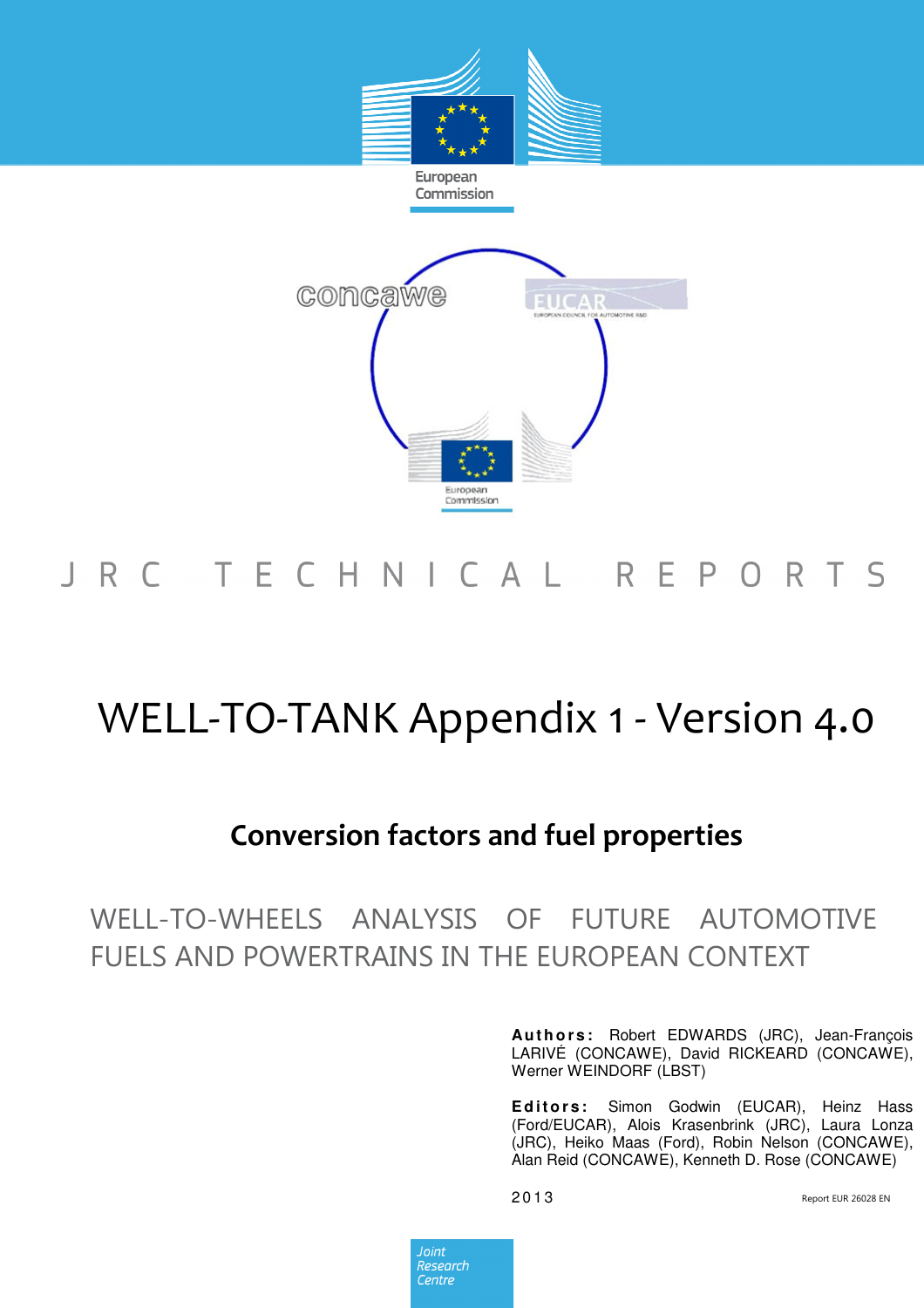European Commission

JRC TECHNICAL REPORTS

# WELL-TO-TANK Appendix 1 - Version 4.0

## Conversion factors and fuel properties

WELL-TO-WHEELS ANALYSIS OF FUTURE AUTOMOTIVE FUELS AND POWERTRAINS IN THE EUROPEAN CONTEXT

**Authors:** Robert EDWARDS (JRC), Jean-François LARIVÉ (CONCAWE), David RICKEARD (CONCAWE), Werner WEINDORF (LBST)

**Editors:** Simon Godwin (EUCAR), Heinz Hass (Ford/EUCAR), Alois Krasenbrink (JRC), Laura Lonza (JRC), Heiko Maas (Ford), Robin Nelson (CONCAWE), Alan Reid (CONCAWE), Kenneth D. Rose (CONCAWE)

2013

Report EUR 26028 EN

Joint Research Centre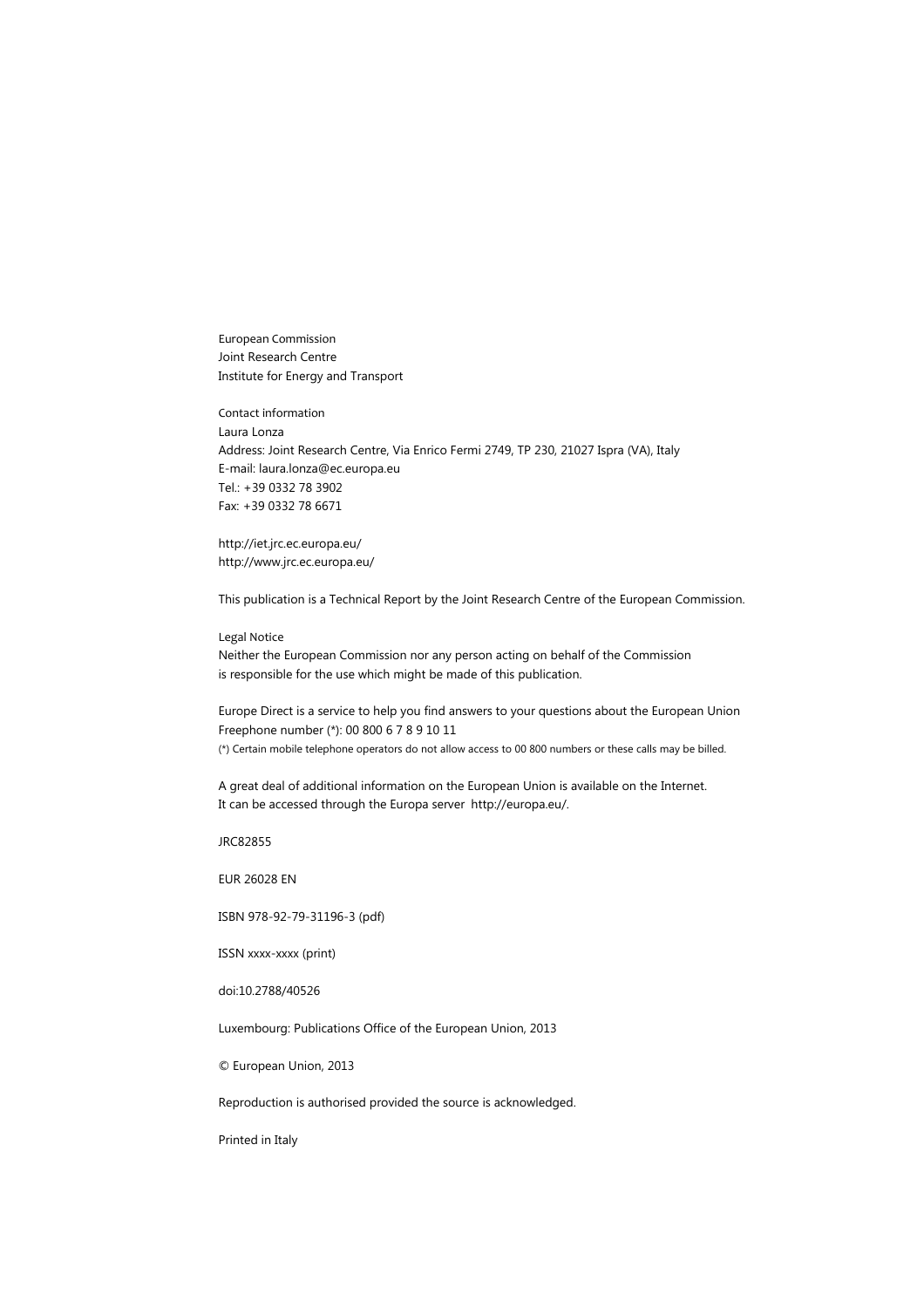European Commission
Joint Research Centre
Institute for Energy and Transport

Contact information
Laura Lonza
Address: Joint Research Centre, Via Enrico Fermi 2749, TP 230, 21027 Ispra (VA), Italy
E-mail: laura.lonza@ec.europa.eu
Tel.: +39 0332 78 3902
Fax: +39 0332 78 6671

http://iet.jrc.ec.europa.eu/
http://www.jrc.ec.europa.eu/

This publication is a Technical Report by the Joint Research Centre of the European Commission.

Legal Notice
Neither the European Commission nor any person acting on behalf of the Commission
is responsible for the use which might be made of this publication.

Europe Direct is a service to help you find answers to your questions about the European Union
Freephone number (*): 00 800 6 7 8 9 10 11
(*) Certain mobile telephone operators do not allow access to 00 800 numbers or these calls may be billed.

A great deal of additional information on the European Union is available on the Internet.
It can be accessed through the Europa server http://europa.eu/.

JRC82855

EUR 26028 EN

ISBN 978-92-79-31196-3 (pdf)

ISSN xxxx-xxxx (print)

doi:10.2788/40526

Luxembourg: Publications Office of the European Union, 2013

© European Union, 2013

Reproduction is authorised provided the source is acknowledged.

Printed in Italy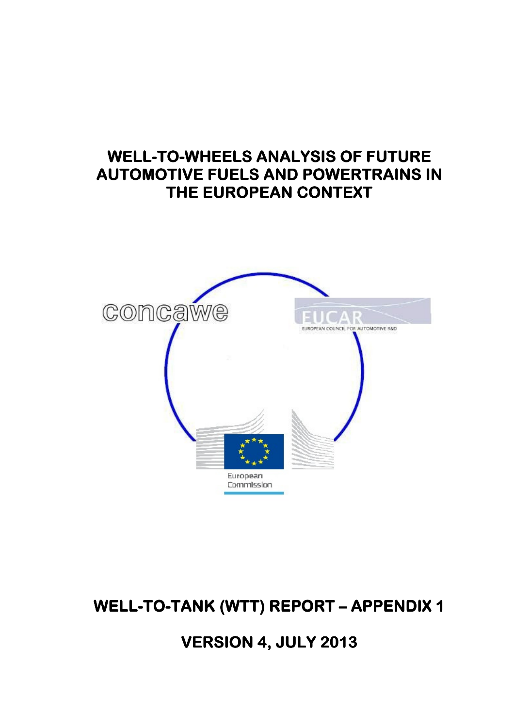# WELL-TO-WHEELS ANALYSIS OF FUTURE AUTOMOTIVE FUELS AND POWERTRAINS IN THE EUROPEAN CONTEXT

concawe

EUCAR
EUROPEAN COUNCIL FOR AUTOMOTIVE R&D

European Commission

## WELL-TO-TANK (WTT) REPORT – APPENDIX 1

## VERSION 4, JULY 2013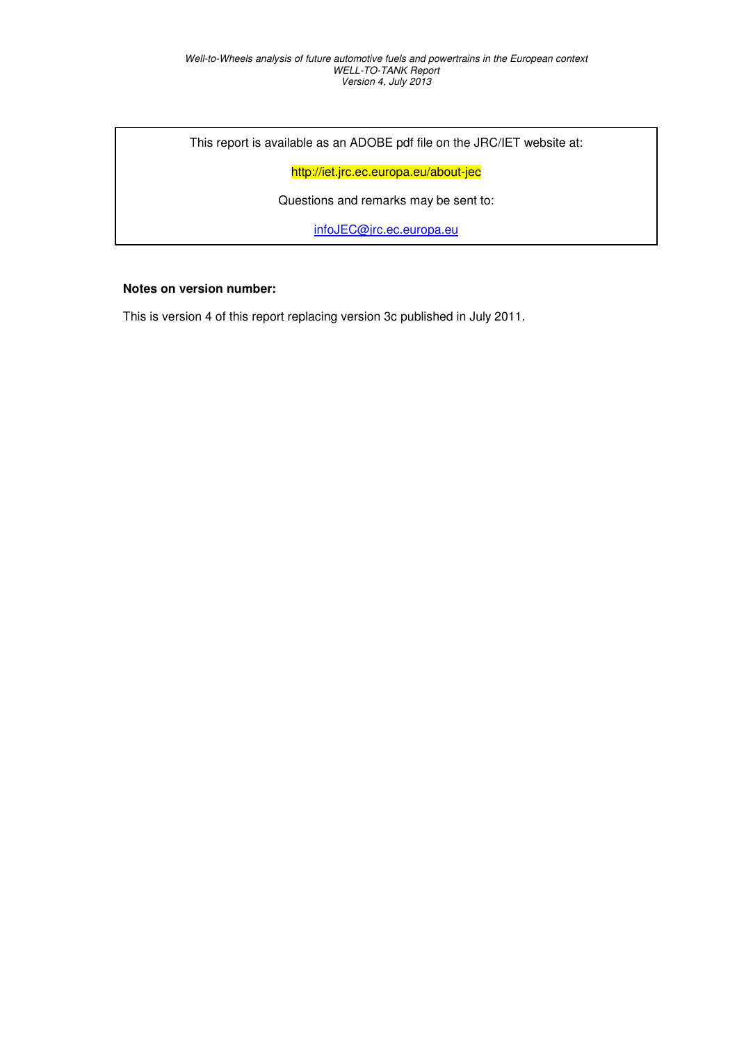This report is available as an ADOBE pdf file on the JRC/IET website at:

http://iet.jrc.ec.europa.eu/about-jec

Questions and remarks may be sent to:

infoJEC@jrc.ec.europa.eu

**Notes on version number:**

This is version 4 of this report replacing version 3c published in July 2011.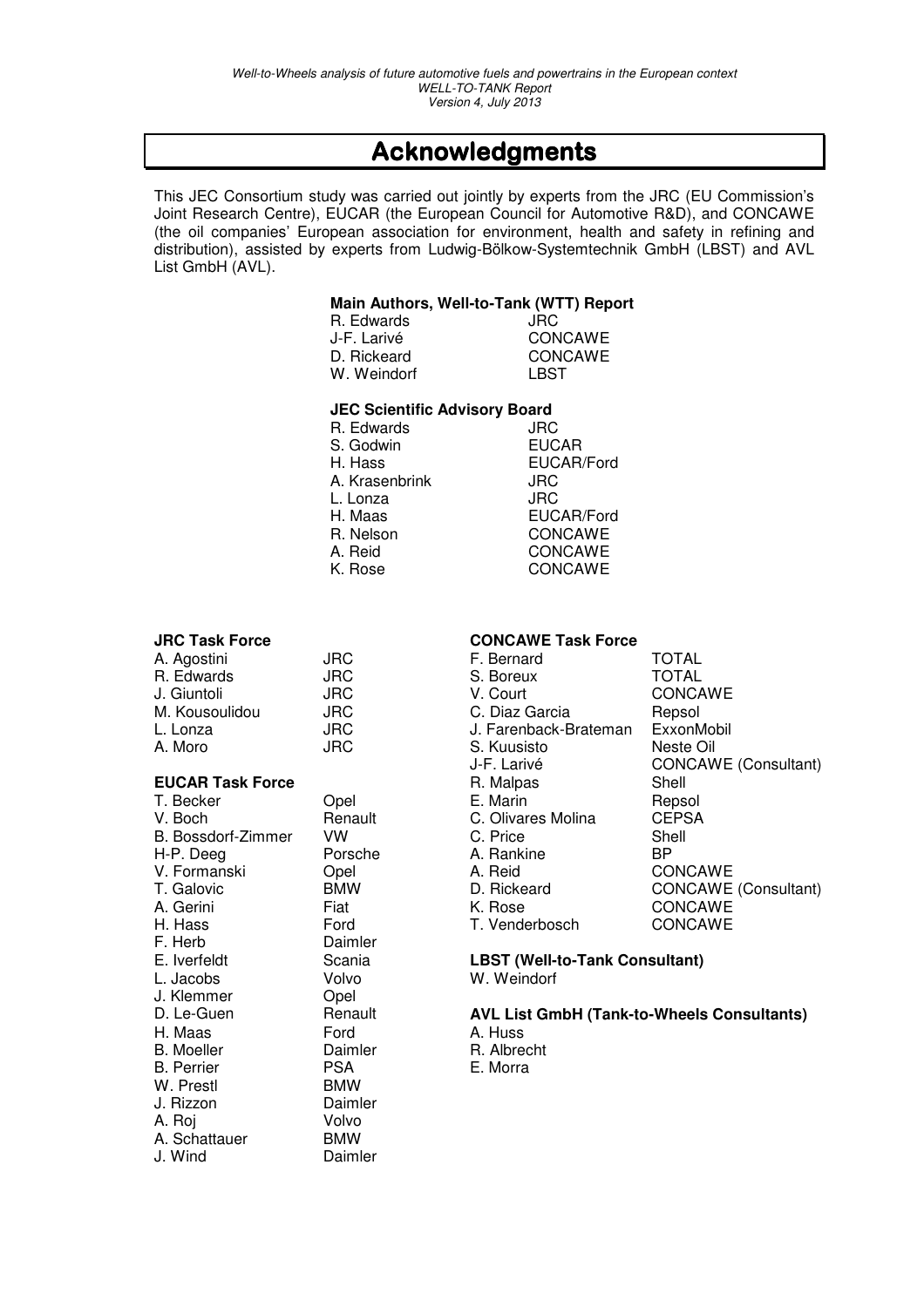# Acknowledgments

This JEC Consortium study was carried out jointly by experts from the JRC (EU Commission's Joint Research Centre), EUCAR (the European Council for Automotive R&D), and CONCAWE (the oil companies' European association for environment, health and safety in refining and distribution), assisted by experts from Ludwig-Bölkow-Systemtechnik GmbH (LBST) and AVL List GmbH (AVL).

**Main Authors, Well-to-Tank (WTT) Report**

| | |
|---|---|
| R. Edwards | JRC |
| J-F. Larivé | CONCAWE |
| D. Rickeard | CONCAWE |
| W. Weindorf | LBST |

**JEC Scientific Advisory Board**

| | |
|---|---|
| R. Edwards | JRC |
| S. Godwin | EUCAR |
| H. Hass | EUCAR/Ford |
| A. Krasenbrink | JRC |
| L. Lonza | JRC |
| H. Maas | EUCAR/Ford |
| R. Nelson | CONCAWE |
| A. Reid | CONCAWE |
| K. Rose | CONCAWE |

**JRC Task Force**

| | |
|---|---|
| A. Agostini | JRC |
| R. Edwards | JRC |
| J. Giuntoli | JRC |
| M. Kousoulidou | JRC |
| L. Lonza | JRC |
| A. Moro | JRC |

**EUCAR Task Force**

| | |
|---|---|
| T. Becker | Opel |
| V. Boch | Renault |
| B. Bossdorf-Zimmer | VW |
| H-P. Deeg | Porsche |
| V. Formanski | Opel |
| T. Galovic | BMW |
| A. Gerini | Fiat |
| H. Hass | Ford |
| F. Herb | Daimler |
| E. Iverfeldt | Scania |
| L. Jacobs | Volvo |
| J. Klemmer | Opel |
| D. Le-Guen | Renault |
| H. Maas | Ford |
| B. Moeller | Daimler |
| B. Perrier | PSA |
| W. Prestl | BMW |
| J. Rizzon | Daimler |
| A. Roj | Volvo |
| A. Schattauer | BMW |
| J. Wind | Daimler |

**CONCAWE Task Force**

| | |
|---|---|
| F. Bernard | TOTAL |
| S. Boreux | TOTAL |
| V. Court | CONCAWE |
| C. Diaz Garcia | Repsol |
| J. Farenback-Brateman | ExxonMobil |
| S. Kuusisto | Neste Oil |
| J-F. Larivé | CONCAWE (Consultant) |
| R. Malpas | Shell |
| E. Marin | Repsol |
| C. Olivares Molina | CEPSA |
| C. Price | Shell |
| A. Rankine | BP |
| A. Reid | CONCAWE |
| D. Rickeard | CONCAWE (Consultant) |
| K. Rose | CONCAWE |
| T. Venderbosch | CONCAWE |

**LBST (Well-to-Tank Consultant)**

W. Weindorf

**AVL List GmbH (Tank-to-Wheels Consultants)**

A. Huss
R. Albrecht
E. Morra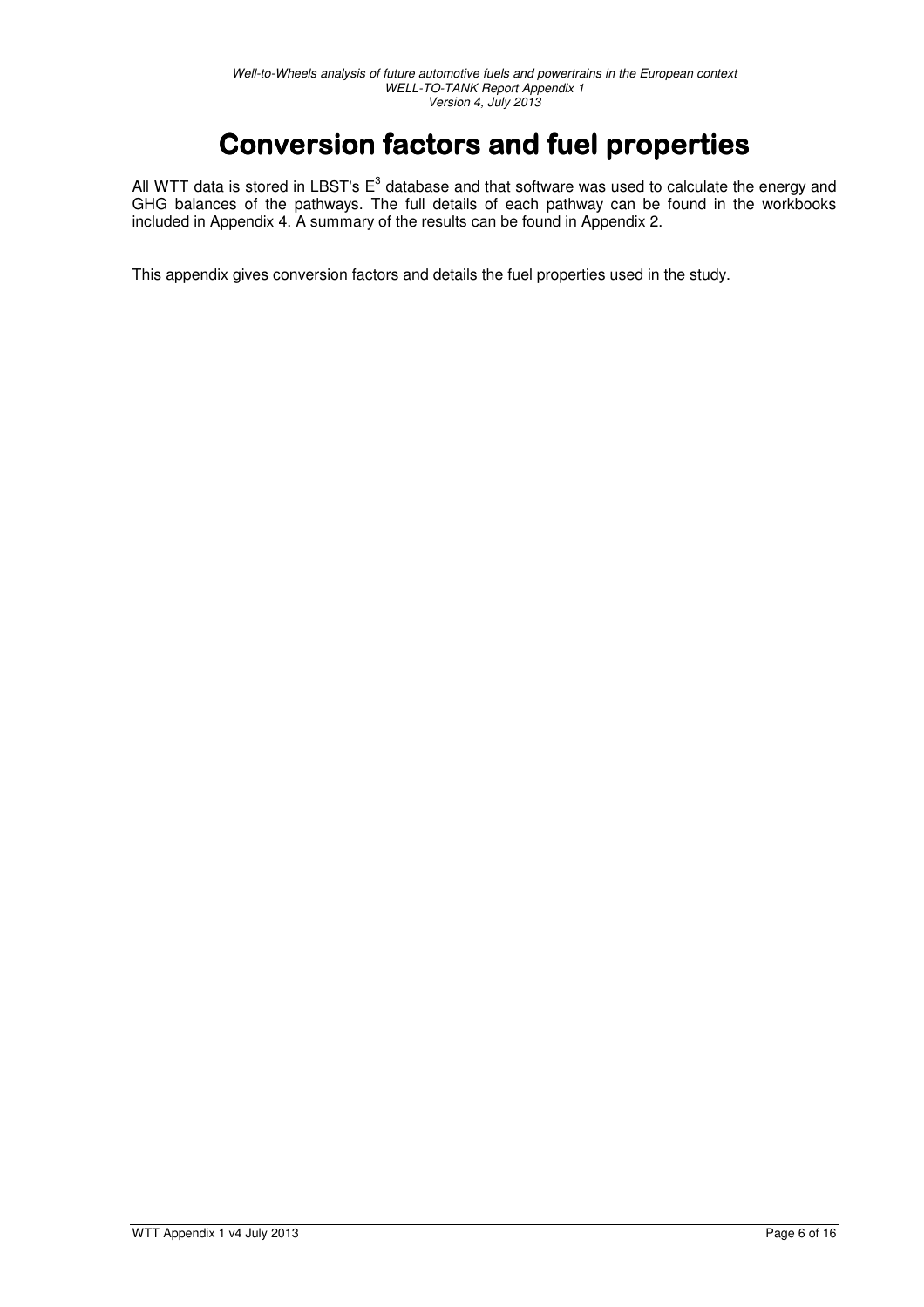# Conversion factors and fuel properties

All WTT data is stored in LBST's $E^3$ database and that software was used to calculate the energy and GHG balances of the pathways. The full details of each pathway can be found in the workbooks included in Appendix 4. A summary of the results can be found in Appendix 2.

This appendix gives conversion factors and details the fuel properties used in the study.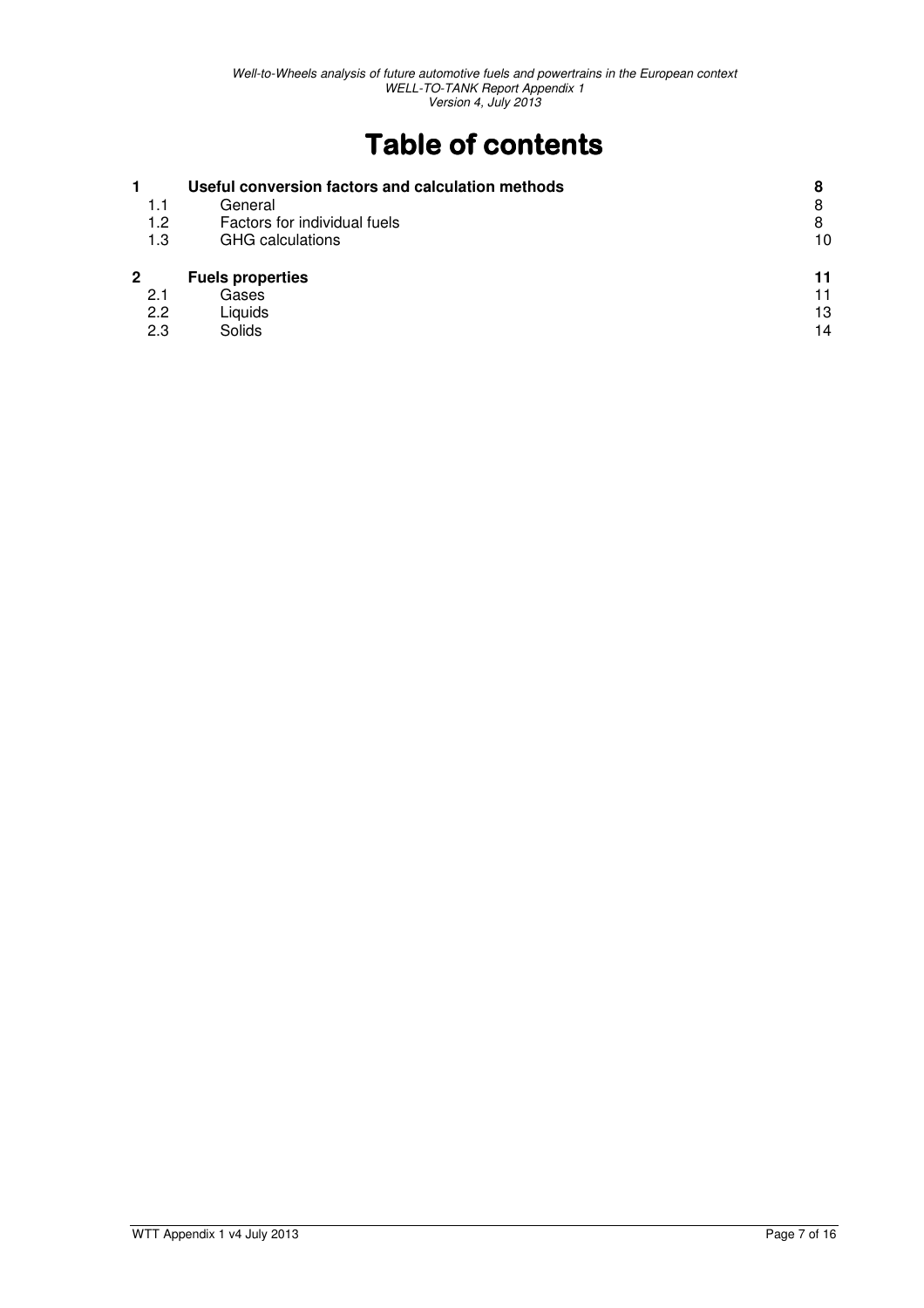# Table of contents

| | | |
|---|---|---|
| **1** | **Useful conversion factors and calculation methods** | **8** |
| 1.1 | General | 8 |
| 1.2 | Factors for individual fuels | 8 |
| 1.3 | GHG calculations | 10 |
| **2** | **Fuels properties** | **11** |
| 2.1 | Gases | 11 |
| 2.2 | Liquids | 13 |
| 2.3 | Solids | 14 |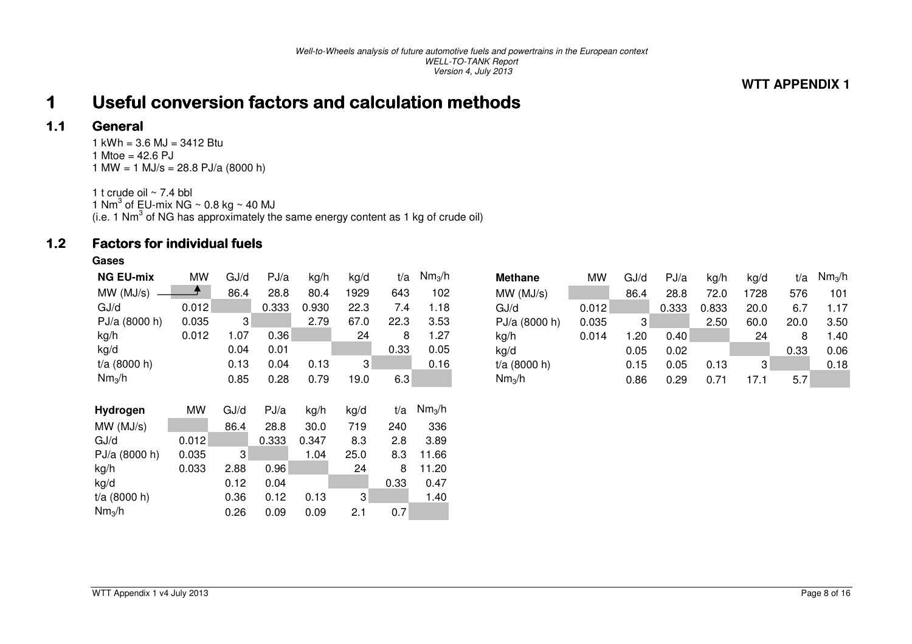**WTT APPENDIX 1**

# 1 Useful conversion factors and calculation methods

## 1.1 General

1 kWh = 3.6 MJ = 3412 Btu
1 Mtoe = 42.6 PJ
1 MW = 1 MJ/s = 28.8 PJ/a (8000 h)

1 t crude oil ~ 7.4 bbl
1 $Nm^3$ of EU-mix NG ~ 0.8 kg ~ 40 MJ
(i.e. 1 $Nm^3$ of NG has approximately the same energy content as 1 kg of crude oil)

## 1.2 Factors for individual fuels

**Gases**

| **NG EU-mix** | MW | GJ/d | PJ/a | kg/h | kg/d | t/a | $Nm_3$/h |
|---|---|---|---|---|---|---|---|
| MW (MJ/s) | | 86.4 | 28.8 | 80.4 | 1929 | 643 | 102 |
| GJ/d | 0.012 | | 0.333 | 0.930 | 22.3 | 7.4 | 1.18 |
| PJ/a (8000 h) | 0.035 | 3 | | 2.79 | 67.0 | 22.3 | 3.53 |
| kg/h | 0.012 | 1.07 | 0.36 | | 24 | 8 | 1.27 |
| kg/d | | 0.04 | 0.01 | | | 0.33 | 0.05 |
| t/a (8000 h) | | 0.13 | 0.04 | 0.13 | 3 | | 0.16 |
| $Nm_3$/h | | 0.85 | 0.28 | 0.79 | 19.0 | 6.3 | |

| **Methane** | MW | GJ/d | PJ/a | kg/h | kg/d | t/a | $Nm_3$/h |
|---|---|---|---|---|---|---|---|
| MW (MJ/s) | | 86.4 | 28.8 | 72.0 | 1728 | 576 | 101 |
| GJ/d | 0.012 | | 0.333 | 0.833 | 20.0 | 6.7 | 1.17 |
| PJ/a (8000 h) | 0.035 | 3 | | 2.50 | 60.0 | 20.0 | 3.50 |
| kg/h | 0.014 | 1.20 | 0.40 | | 24 | 8 | 1.40 |
| kg/d | | 0.05 | 0.02 | | | 0.33 | 0.06 |
| t/a (8000 h) | | 0.15 | 0.05 | 0.13 | 3 | | 0.18 |
| $Nm_3$/h | | 0.86 | 0.29 | 0.71 | 17.1 | 5.7 | |

| **Hydrogen** | MW | GJ/d | PJ/a | kg/h | kg/d | t/a | $Nm_3$/h |
|---|---|---|---|---|---|---|---|
| MW (MJ/s) | | 86.4 | 28.8 | 30.0 | 719 | 240 | 336 |
| GJ/d | 0.012 | | 0.333 | 0.347 | 8.3 | 2.8 | 3.89 |
| PJ/a (8000 h) | 0.035 | 3 | | 1.04 | 25.0 | 8.3 | 11.66 |
| kg/h | 0.033 | 2.88 | 0.96 | | 24 | 8 | 11.20 |
| kg/d | | 0.12 | 0.04 | | | 0.33 | 0.47 |
| t/a (8000 h) | | 0.36 | 0.12 | 0.13 | 3 | | 1.40 |
| $Nm_3$/h | | 0.26 | 0.09 | 0.09 | 2.1 | 0.7 | |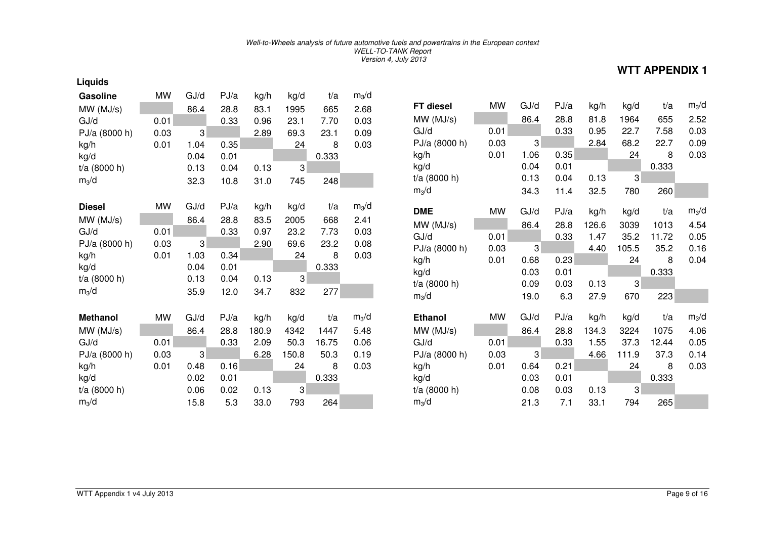## WTT APPENDIX 1

### Liquids

| Gasoline | MW | GJ/d | PJ/a | kg/h | kg/d | t/a | $m_3$/d |
|---|---|---|---|---|---|---|---|
| MW (MJ/s) | | 86.4 | 28.8 | 83.1 | 1995 | 665 | 2.68 |
| GJ/d | 0.01 | | 0.33 | 0.96 | 23.1 | 7.70 | 0.03 |
| PJ/a (8000 h) | 0.03 | 3 | | 2.89 | 69.3 | 23.1 | 0.09 |
| kg/h | 0.01 | 1.04 | 0.35 | | 24 | 8 | 0.03 |
| kg/d | | 0.04 | 0.01 | | | 0.333 | |
| t/a (8000 h) | | 0.13 | 0.04 | 0.13 | 3 | | |
| $m_3$/d | | 32.3 | 10.8 | 31.0 | 745 | 248 | |

| Diesel | MW | GJ/d | PJ/a | kg/h | kg/d | t/a | $m_3$/d |
|---|---|---|---|---|---|---|---|
| MW (MJ/s) | | 86.4 | 28.8 | 83.5 | 2005 | 668 | 2.41 |
| GJ/d | 0.01 | | 0.33 | 0.97 | 23.2 | 7.73 | 0.03 |
| PJ/a (8000 h) | 0.03 | 3 | | 2.90 | 69.6 | 23.2 | 0.08 |
| kg/h | 0.01 | 1.03 | 0.34 | | 24 | 8 | 0.03 |
| kg/d | | 0.04 | 0.01 | | | 0.333 | |
| t/a (8000 h) | | 0.13 | 0.04 | 0.13 | 3 | | |
| $m_3$/d | | 35.9 | 12.0 | 34.7 | 832 | 277 | |

| Methanol | MW | GJ/d | PJ/a | kg/h | kg/d | t/a | $m_3$/d |
|---|---|---|---|---|---|---|---|
| MW (MJ/s) | | 86.4 | 28.8 | 180.9 | 4342 | 1447 | 5.48 |
| GJ/d | 0.01 | | 0.33 | 2.09 | 50.3 | 16.75 | 0.06 |
| PJ/a (8000 h) | 0.03 | 3 | | 6.28 | 150.8 | 50.3 | 0.19 |
| kg/h | 0.01 | 0.48 | 0.16 | | 24 | 8 | 0.03 |
| kg/d | | 0.02 | 0.01 | | | 0.333 | |
| t/a (8000 h) | | 0.06 | 0.02 | 0.13 | 3 | | |
| $m_3$/d | | 15.8 | 5.3 | 33.0 | 793 | 264 | |

| FT diesel | MW | GJ/d | PJ/a | kg/h | kg/d | t/a | $m_3$/d |
|---|---|---|---|---|---|---|---|
| MW (MJ/s) | | 86.4 | 28.8 | 81.8 | 1964 | 655 | 2.52 |
| GJ/d | 0.01 | | 0.33 | 0.95 | 22.7 | 7.58 | 0.03 |
| PJ/a (8000 h) | 0.03 | 3 | | 2.84 | 68.2 | 22.7 | 0.09 |
| kg/h | 0.01 | 1.06 | 0.35 | | 24 | 8 | 0.03 |
| kg/d | | 0.04 | 0.01 | | | 0.333 | |
| t/a (8000 h) | | 0.13 | 0.04 | 0.13 | 3 | | |
| $m_3$/d | | 34.3 | 11.4 | 32.5 | 780 | 260 | |

| DME | MW | GJ/d | PJ/a | kg/h | kg/d | t/a | $m_3$/d |
|---|---|---|---|---|---|---|---|
| MW (MJ/s) | | 86.4 | 28.8 | 126.6 | 3039 | 1013 | 4.54 |
| GJ/d | 0.01 | | 0.33 | 1.47 | 35.2 | 11.72 | 0.05 |
| PJ/a (8000 h) | 0.03 | 3 | | 4.40 | 105.5 | 35.2 | 0.16 |
| kg/h | 0.01 | 0.68 | 0.23 | | 24 | 8 | 0.04 |
| kg/d | | 0.03 | 0.01 | | | 0.333 | |
| t/a (8000 h) | | 0.09 | 0.03 | 0.13 | 3 | | |
| $m_3$/d | | 19.0 | 6.3 | 27.9 | 670 | 223 | |

| Ethanol | MW | GJ/d | PJ/a | kg/h | kg/d | t/a | $m_3$/d |
|---|---|---|---|---|---|---|---|
| MW (MJ/s) | | 86.4 | 28.8 | 134.3 | 3224 | 1075 | 4.06 |
| GJ/d | 0.01 | | 0.33 | 1.55 | 37.3 | 12.44 | 0.05 |
| PJ/a (8000 h) | 0.03 | 3 | | 4.66 | 111.9 | 37.3 | 0.14 |
| kg/h | 0.01 | 0.64 | 0.21 | | 24 | 8 | 0.03 |
| kg/d | | 0.03 | 0.01 | | | 0.333 | |
| t/a (8000 h) | | 0.08 | 0.03 | 0.13 | 3 | | |
| $m_3$/d | | 21.3 | 7.1 | 33.1 | 794 | 265 | |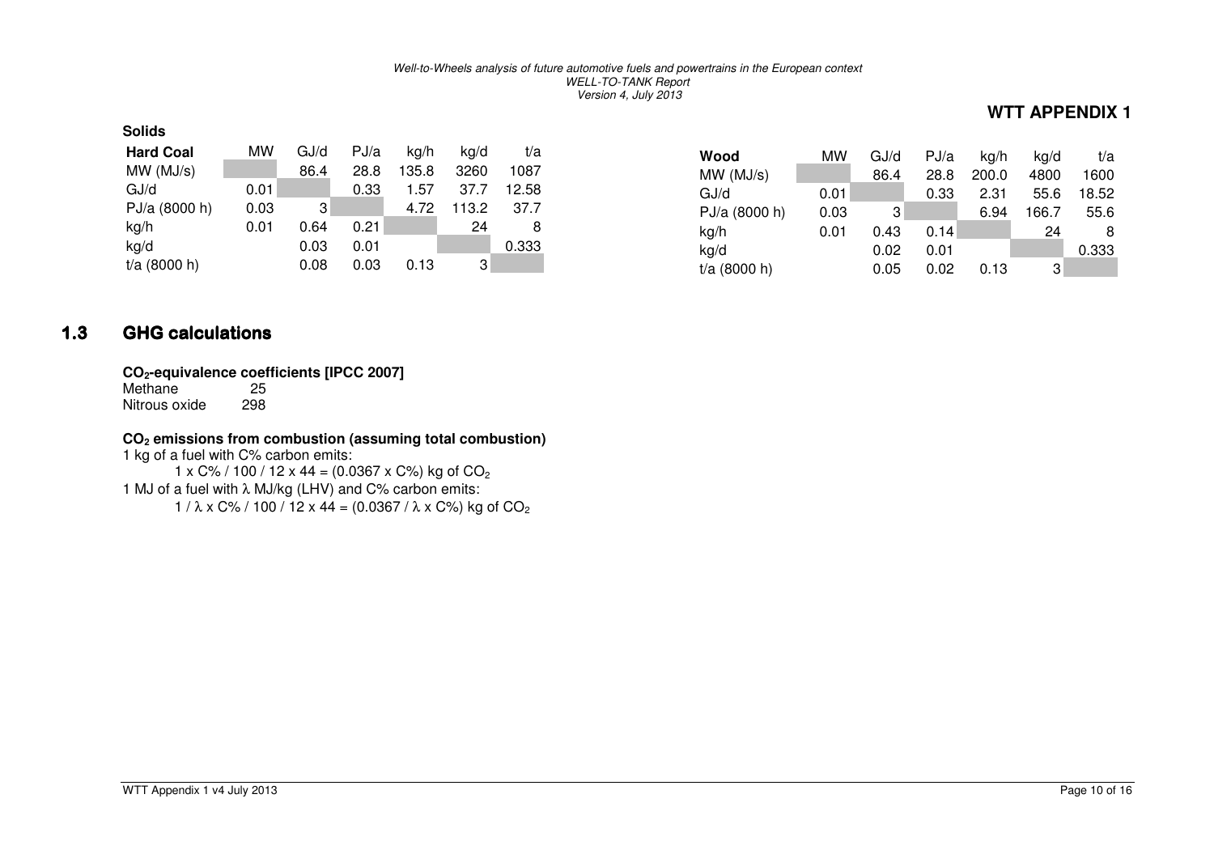**Solids**

| Hard Coal | MW | GJ/d | PJ/a | kg/h | kg/d | t/a |
|---|---|---|---|---|---|---|
| MW (MJ/s) | | 86.4 | 28.8 | 135.8 | 3260 | 1087 |
| GJ/d | 0.01 | | 0.33 | 1.57 | 37.7 | 12.58 |
| PJ/a (8000 h) | 0.03 | 3 | | 4.72 | 113.2 | 37.7 |
| kg/h | 0.01 | 0.64 | 0.21 | | 24 | 8 |
| kg/d | | 0.03 | 0.01 | | | 0.333 |
| t/a (8000 h) | | 0.08 | 0.03 | 0.13 | 3 | |

| Wood | MW | GJ/d | PJ/a | kg/h | kg/d | t/a |
|---|---|---|---|---|---|---|
| MW (MJ/s) | | 86.4 | 28.8 | 200.0 | 4800 | 1600 |
| GJ/d | 0.01 | | 0.33 | 2.31 | 55.6 | 18.52 |
| PJ/a (8000 h) | 0.03 | 3 | | 6.94 | 166.7 | 55.6 |
| kg/h | 0.01 | 0.43 | 0.14 | | 24 | 8 |
| kg/d | | 0.02 | 0.01 | | | 0.333 |
| t/a (8000 h) | | 0.05 | 0.02 | 0.13 | 3 | |

## 1.3 GHG calculations

**$CO_2$-equivalence coefficients [IPCC 2007]**

| | |
|---|---|
| Methane | 25 |
| Nitrous oxide | 298 |

**$CO_2$ emissions from combustion (assuming total combustion)**

1 kg of a fuel with C% carbon emits:

$1 \times C\% / 100 / 12 \times 44 = (0.0367 \times C\%)$ kg of $CO_2$

1 MJ of a fuel with $\lambda$ MJ/kg (LHV) and C% carbon emits:

$1 / \lambda \times C\% / 100 / 12 \times 44 = (0.0367 / \lambda \times C\%)$ kg of $CO_2$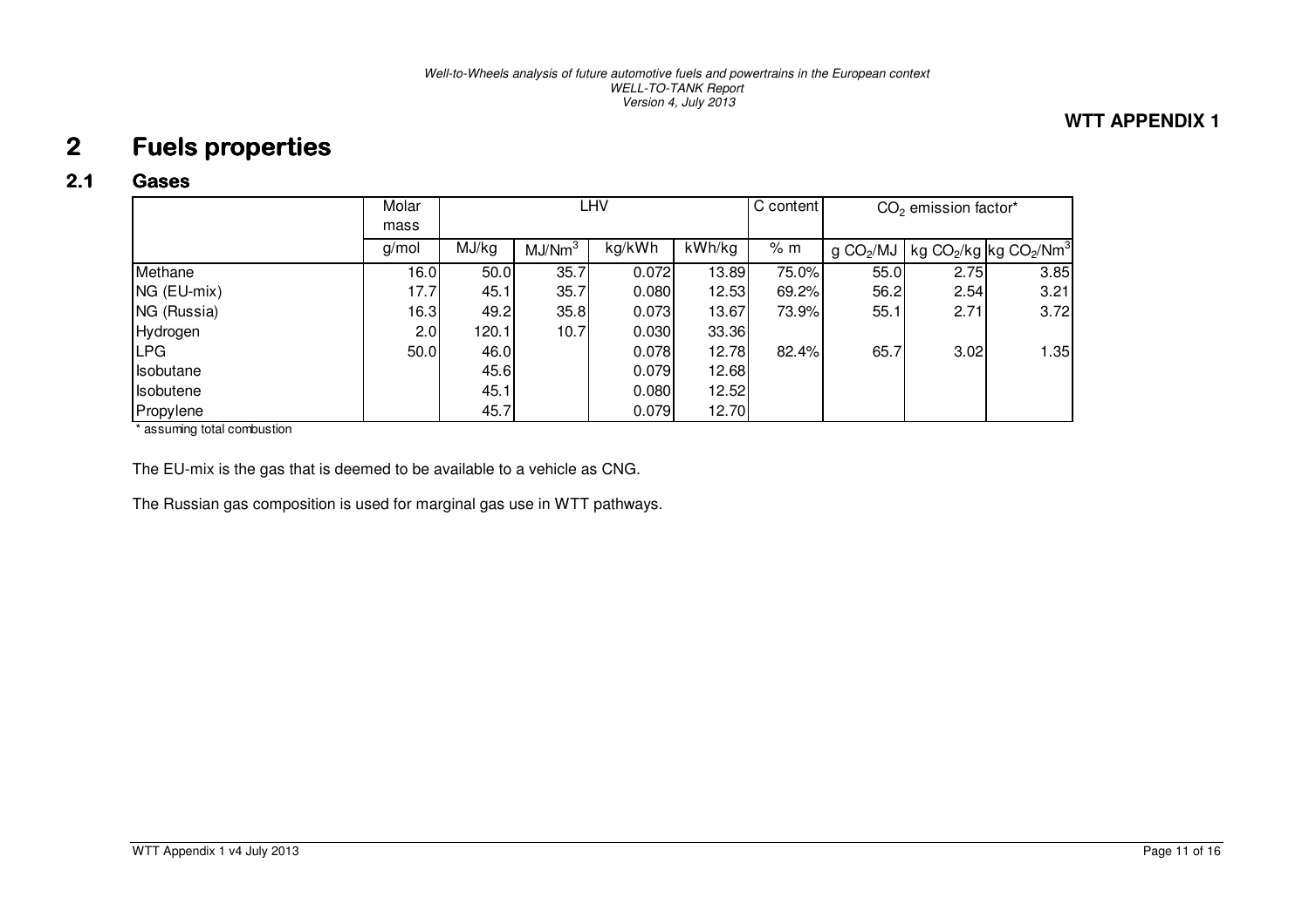**WTT APPENDIX 1**

# 2 Fuels properties

## 2.1 Gases

| | Molar mass | LHV | | | | C content | $CO_2$ emission factor* | | |
|---|---|---|---|---|---|---|---|---|---|
| | g/mol | MJ/kg | $MJ/Nm^3$ | kg/kWh | kWh/kg | % m | $g\ CO_2/MJ$ | $kg\ CO_2/kg$ | $kg\ CO_2/Nm^3$ |
| Methane | 16.0 | 50.0 | 35.7 | 0.072 | 13.89 | 75.0% | 55.0 | 2.75 | 3.85 |
| NG (EU-mix) | 17.7 | 45.1 | 35.7 | 0.080 | 12.53 | 69.2% | 56.2 | 2.54 | 3.21 |
| NG (Russia) | 16.3 | 49.2 | 35.8 | 0.073 | 13.67 | 73.9% | 55.1 | 2.71 | 3.72 |
| Hydrogen | 2.0 | 120.1 | 10.7 | 0.030 | 33.36 | | | | |
| LPG | 50.0 | 46.0 | | 0.078 | 12.78 | 82.4% | 65.7 | 3.02 | 1.35 |
| Isobutane | | 45.6 | | 0.079 | 12.68 | | | | |
| Isobutene | | 45.1 | | 0.080 | 12.52 | | | | |
| Propylene | | 45.7 | | 0.079 | 12.70 | | | | |

\* assuming total combustion

The EU-mix is the gas that is deemed to be available to a vehicle as CNG.

The Russian gas composition is used for marginal gas use in WTT pathways.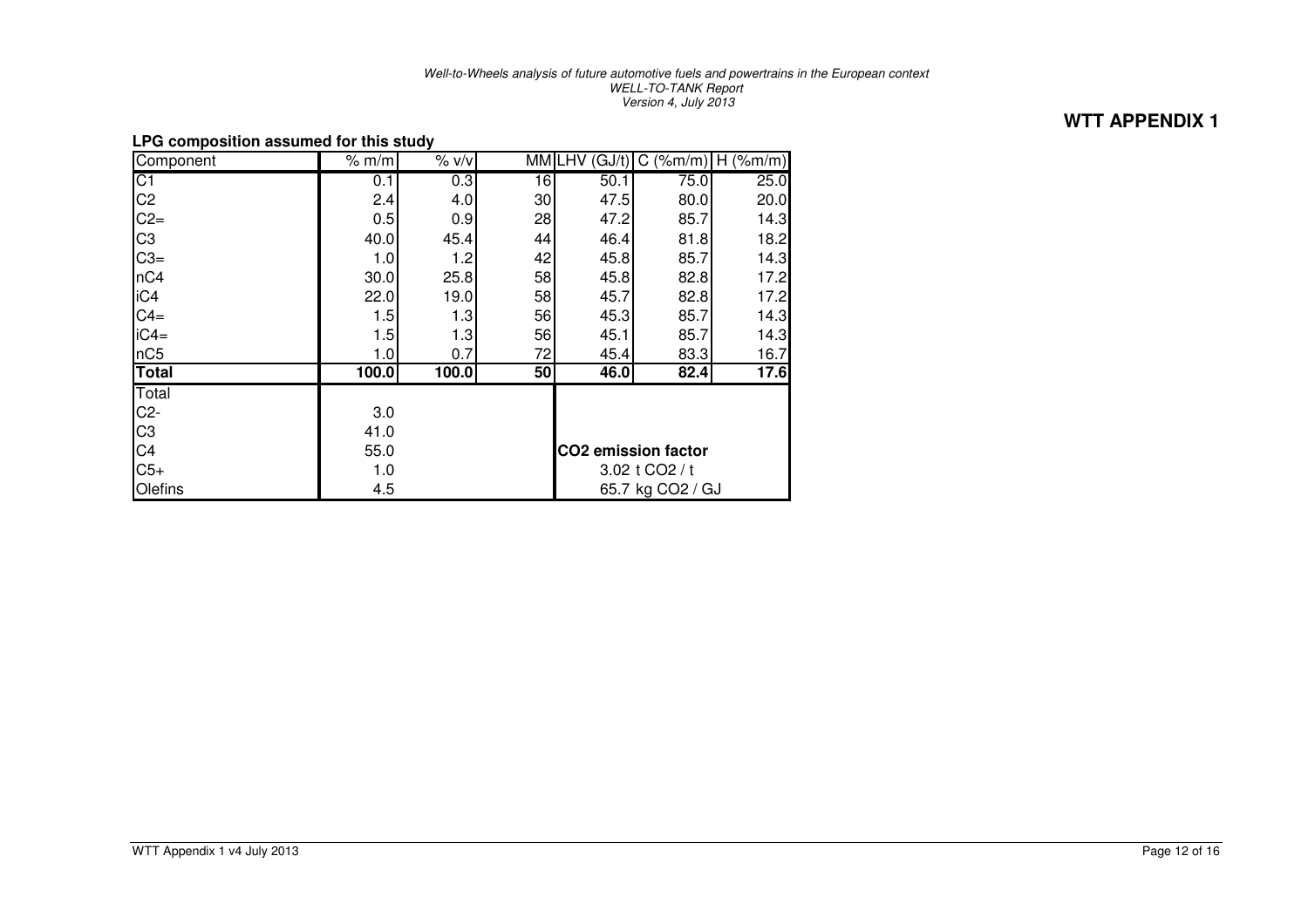## WTT APPENDIX 1

**LPG composition assumed for this study**

| Component | % m/m | % v/v | MM | LHV (GJ/t) | C (%m/m) | H (%m/m) |
|---|---|---|---|---|---|---|
| C1 | 0.1 | 0.3 | 16 | 50.1 | 75.0 | 25.0 |
| C2 | 2.4 | 4.0 | 30 | 47.5 | 80.0 | 20.0 |
| C2= | 0.5 | 0.9 | 28 | 47.2 | 85.7 | 14.3 |
| C3 | 40.0 | 45.4 | 44 | 46.4 | 81.8 | 18.2 |
| C3= | 1.0 | 1.2 | 42 | 45.8 | 85.7 | 14.3 |
| nC4 | 30.0 | 25.8 | 58 | 45.8 | 82.8 | 17.2 |
| iC4 | 22.0 | 19.0 | 58 | 45.7 | 82.8 | 17.2 |
| C4= | 1.5 | 1.3 | 56 | 45.3 | 85.7 | 14.3 |
| iC4= | 1.5 | 1.3 | 56 | 45.1 | 85.7 | 14.3 |
| nC5 | 1.0 | 0.7 | 72 | 45.4 | 83.3 | 16.7 |
| **Total** | **100.0** | **100.0** | **50** | **46.0** | **82.4** | **17.6** |

| Total | |
|---|---|
| C2- | 3.0 |
| C3 | 41.0 |
| C4 | 55.0 |
| C5+ | 1.0 |
| Olefins | 4.5 |

**$CO_2$ emission factor**

3.02 t $CO_2$ / t

65.7 kg $CO_2$ / GJ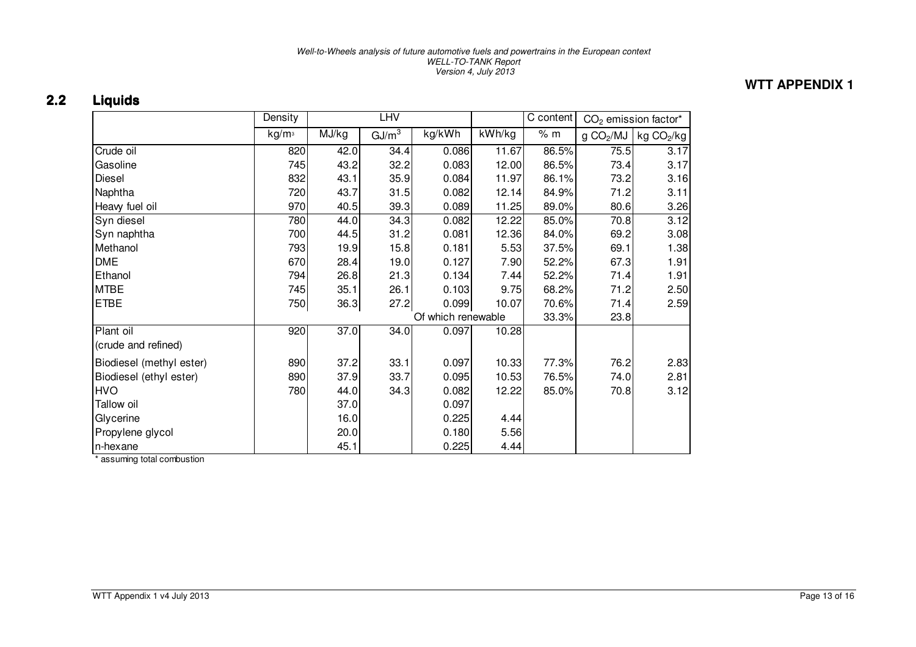**WTT APPENDIX 1**

## 2.2 Liquids

| | Density | LHV | | | | C content | $CO_2$ emission factor* | |
|---|---|---|---|---|---|---|---|---|
| | $kg/m^3$ | MJ/kg | $GJ/m^3$ | kg/kWh | kWh/kg | % m | g $CO_2$/MJ | kg $CO_2$/kg |
| Crude oil | 820 | 42.0 | 34.4 | 0.086 | 11.67 | 86.5% | 75.5 | 3.17 |
| Gasoline | 745 | 43.2 | 32.2 | 0.083 | 12.00 | 86.5% | 73.4 | 3.17 |
| Diesel | 832 | 43.1 | 35.9 | 0.084 | 11.97 | 86.1% | 73.2 | 3.16 |
| Naphtha | 720 | 43.7 | 31.5 | 0.082 | 12.14 | 84.9% | 71.2 | 3.11 |
| Heavy fuel oil | 970 | 40.5 | 39.3 | 0.089 | 11.25 | 89.0% | 80.6 | 3.26 |
| Syn diesel | 780 | 44.0 | 34.3 | 0.082 | 12.22 | 85.0% | 70.8 | 3.12 |
| Syn naphtha | 700 | 44.5 | 31.2 | 0.081 | 12.36 | 84.0% | 69.2 | 3.08 |
| Methanol | 793 | 19.9 | 15.8 | 0.181 | 5.53 | 37.5% | 69.1 | 1.38 |
| DME | 670 | 28.4 | 19.0 | 0.127 | 7.90 | 52.2% | 67.3 | 1.91 |
| Ethanol | 794 | 26.8 | 21.3 | 0.134 | 7.44 | 52.2% | 71.4 | 1.91 |
| MTBE | 745 | 35.1 | 26.1 | 0.103 | 9.75 | 68.2% | 71.2 | 2.50 |
| ETBE | 750 | 36.3 | 27.2 | 0.099 | 10.07 | 70.6% | 71.4 | 2.59 |
| | | | | Of which renewable | | 33.3% | 23.8 | |
| Plant oil (crude and refined) | 920 | 37.0 | 34.0 | 0.097 | 10.28 | | | |
| Biodiesel (methyl ester) | 890 | 37.2 | 33.1 | 0.097 | 10.33 | 77.3% | 76.2 | 2.83 |
| Biodiesel (ethyl ester) | 890 | 37.9 | 33.7 | 0.095 | 10.53 | 76.5% | 74.0 | 2.81 |
| HVO | 780 | 44.0 | 34.3 | 0.082 | 12.22 | 85.0% | 70.8 | 3.12 |
| Tallow oil | | 37.0 | | 0.097 | | | | |
| Glycerine | | 16.0 | | 0.225 | 4.44 | | | |
| Propylene glycol | | 20.0 | | 0.180 | 5.56 | | | |
| n-hexane | | 45.1 | | 0.225 | 4.44 | | | |

\* assuming total combustion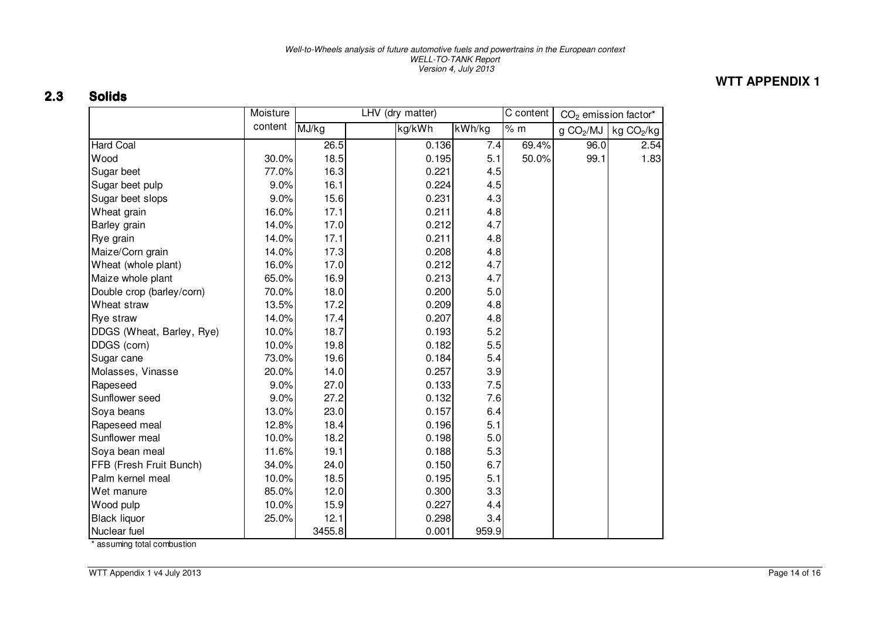**WTT APPENDIX 1**

## 2.3 Solids

| | Moisture content | LHV (dry matter) | | | C content | $CO_2$ emission factor* | |
|---|---|---|---|---|---|---|---|
| | | MJ/kg | kg/kWh | kWh/kg | % m | g $CO_2$/MJ | kg $CO_2$/kg |
| Hard Coal | | 26.5 | 0.136 | 7.4 | 69.4% | 96.0 | 2.54 |
| Wood | 30.0% | 18.5 | 0.195 | 5.1 | 50.0% | 99.1 | 1.83 |
| Sugar beet | 77.0% | 16.3 | 0.221 | 4.5 | | | |
| Sugar beet pulp | 9.0% | 16.1 | 0.224 | 4.5 | | | |
| Sugar beet slops | 9.0% | 15.6 | 0.231 | 4.3 | | | |
| Wheat grain | 16.0% | 17.1 | 0.211 | 4.8 | | | |
| Barley grain | 14.0% | 17.0 | 0.212 | 4.7 | | | |
| Rye grain | 14.0% | 17.1 | 0.211 | 4.8 | | | |
| Maize/Corn grain | 14.0% | 17.3 | 0.208 | 4.8 | | | |
| Wheat (whole plant) | 16.0% | 17.0 | 0.212 | 4.7 | | | |
| Maize whole plant | 65.0% | 16.9 | 0.213 | 4.7 | | | |
| Double crop (barley/corn) | 70.0% | 18.0 | 0.200 | 5.0 | | | |
| Wheat straw | 13.5% | 17.2 | 0.209 | 4.8 | | | |
| Rye straw | 14.0% | 17.4 | 0.207 | 4.8 | | | |
| DDGS (Wheat, Barley, Rye) | 10.0% | 18.7 | 0.193 | 5.2 | | | |
| DDGS (corn) | 10.0% | 19.8 | 0.182 | 5.5 | | | |
| Sugar cane | 73.0% | 19.6 | 0.184 | 5.4 | | | |
| Molasses, Vinasse | 20.0% | 14.0 | 0.257 | 3.9 | | | |
| Rapeseed | 9.0% | 27.0 | 0.133 | 7.5 | | | |
| Sunflower seed | 9.0% | 27.2 | 0.132 | 7.6 | | | |
| Soya beans | 13.0% | 23.0 | 0.157 | 6.4 | | | |
| Rapeseed meal | 12.8% | 18.4 | 0.196 | 5.1 | | | |
| Sunflower meal | 10.0% | 18.2 | 0.198 | 5.0 | | | |
| Soya bean meal | 11.6% | 19.1 | 0.188 | 5.3 | | | |
| FFB (Fresh Fruit Bunch) | 34.0% | 24.0 | 0.150 | 6.7 | | | |
| Palm kernel meal | 10.0% | 18.5 | 0.195 | 5.1 | | | |
| Wet manure | 85.0% | 12.0 | 0.300 | 3.3 | | | |
| Wood pulp | 10.0% | 15.9 | 0.227 | 4.4 | | | |
| Black liquor | 25.0% | 12.1 | 0.298 | 3.4 | | | |
| Nuclear fuel | | 3455.8 | 0.001 | 959.9 | | | |

\* assuming total combustion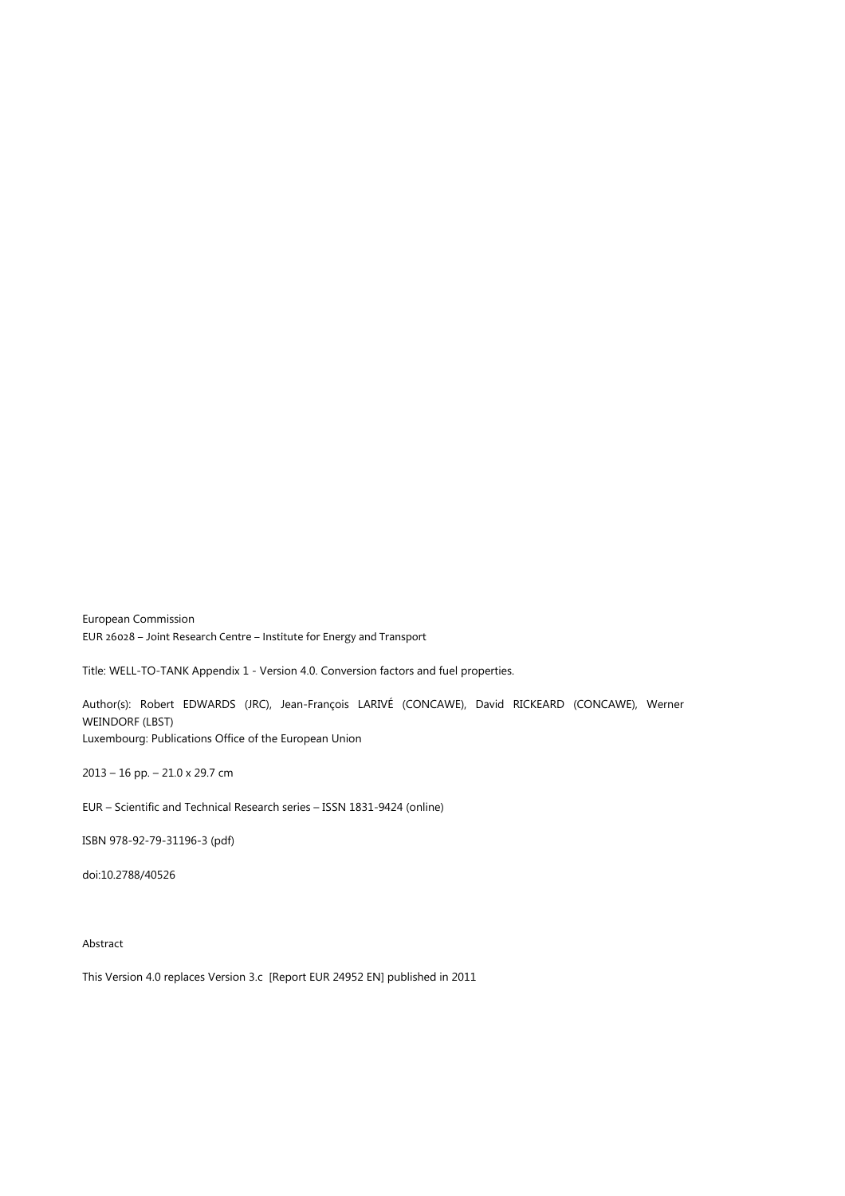European Commission

EUR 26028 – Joint Research Centre – Institute for Energy and Transport

Title: WELL-TO-TANK Appendix 1 - Version 4.0. Conversion factors and fuel properties.

Author(s): Robert EDWARDS (JRC), Jean-François LARIVÉ (CONCAWE), David RICKEARD (CONCAWE), Werner WEINDORF (LBST)

Luxembourg: Publications Office of the European Union

2013 – 16 pp. – 21.0 x 29.7 cm

EUR – Scientific and Technical Research series – ISSN 1831-9424 (online)

ISBN 978-92-79-31196-3 (pdf)

doi:10.2788/40526

Abstract

This Version 4.0 replaces Version 3.c [Report EUR 24952 EN] published in 2011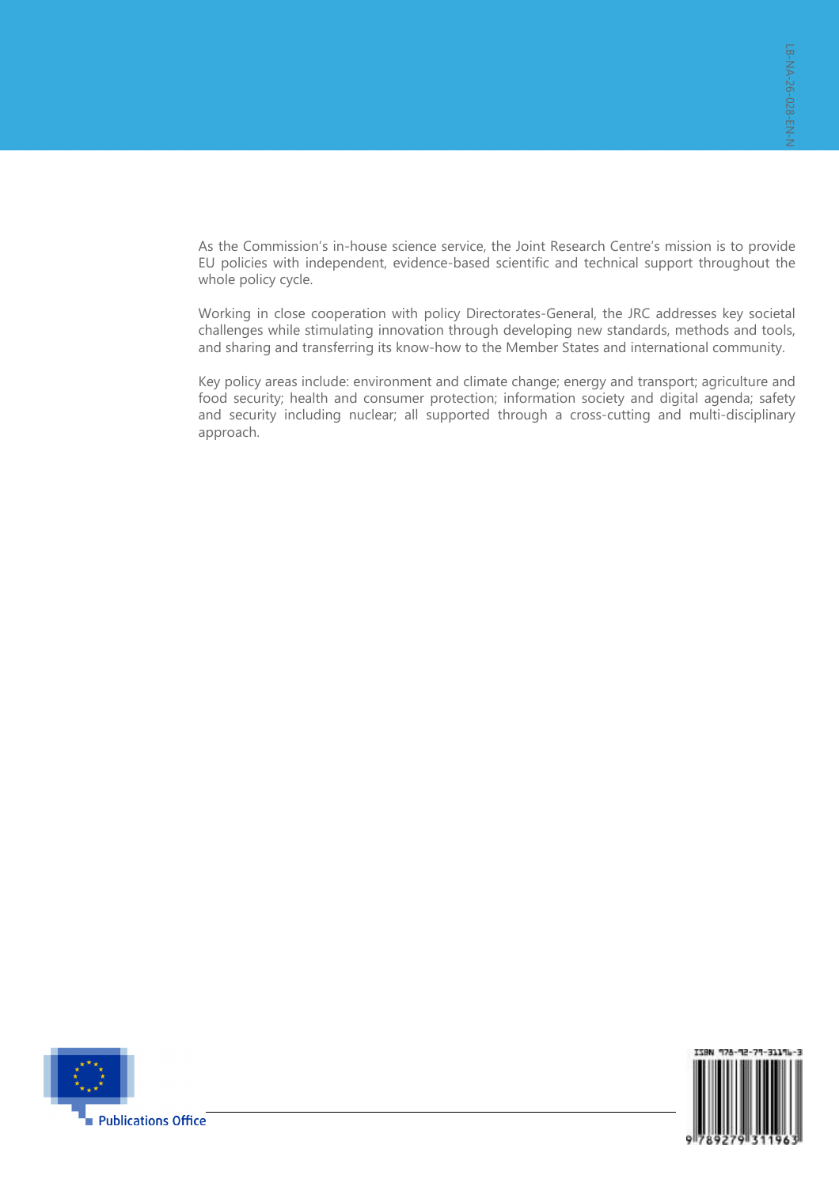LB-NA-26-028-EN-N

As the Commission's in-house science service, the Joint Research Centre's mission is to provide EU policies with independent, evidence-based scientific and technical support throughout the whole policy cycle.

Working in close cooperation with policy Directorates-General, the JRC addresses key societal challenges while stimulating innovation through developing new standards, methods and tools, and sharing and transferring its know-how to the Member States and international community.

Key policy areas include: environment and climate change; energy and transport; agriculture and food security; health and consumer protection; information society and digital agenda; safety and security including nuclear; all supported through a cross-cutting and multi-disciplinary approach.

Publications Office

ISBN 978-92-79-31196-3